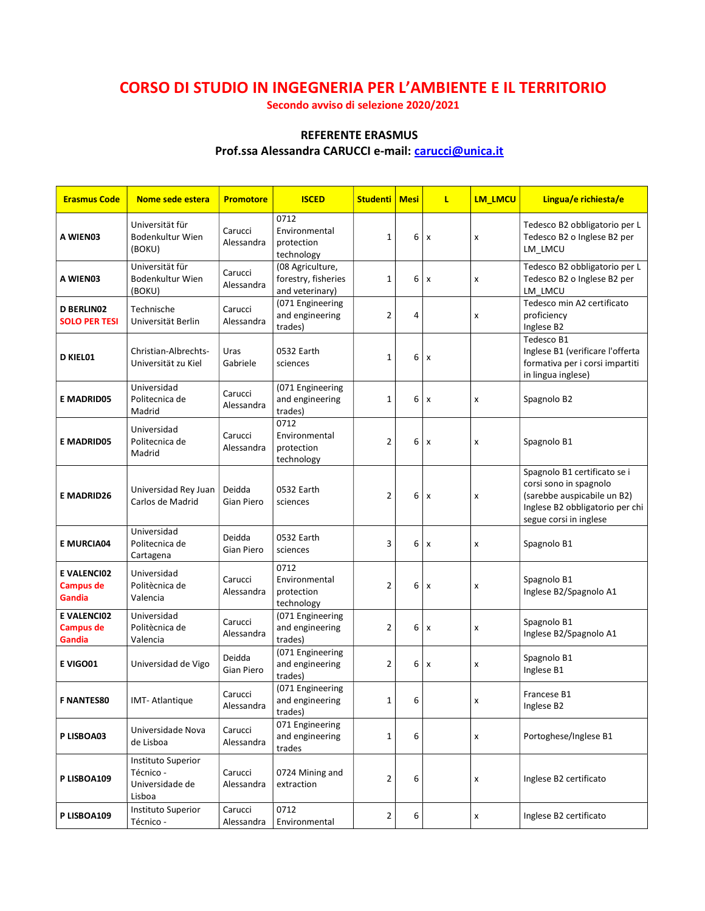# CORSO DI STUDIO IN INGEGNERIA PER L'AMBIENTE E IL TERRITORIO

**Secondo avviso di selezione 2020/2021**

**REFERENTE ERASMUS**
**Prof.ssa Alessandra CARUCCI e-mail: carucci@unica.it**

| Erasmus Code | Nome sede estera | Promotore | ISCED | Studenti | Mesi | L | LM_LMCU | Lingua/e richiesta/e |
|---|---|---|---|---|---|---|---|---|
| **A WIEN03** | Universität für Bodenkultur Wien (BOKU) | Carucci Alessandra | 0712 Environmental protection technology | 1 | 6 | x | x | Tedesco B2 obbligatorio per L Tedesco B2 o Inglese B2 per LM_LMCU |
| **A WIEN03** | Universität für Bodenkultur Wien (BOKU) | Carucci Alessandra | (08 Agriculture, forestry, fisheries and veterinary) | 1 | 6 | x | x | Tedesco B2 obbligatorio per L Tedesco B2 o Inglese B2 per LM_LMCU |
| **D BERLIN02 SOLO PER TESI** | Technische Universität Berlin | Carucci Alessandra | (071 Engineering and engineering trades) | 2 | 4 | | x | Tedesco min A2 certificato proficiency Inglese B2 |
| **D KIEL01** | Christian-Albrechts-Universität zu Kiel | Uras Gabriele | 0532 Earth sciences | 1 | 6 | x | | Tedesco B1 Inglese B1 (verificare l'offerta formativa per i corsi impartiti in lingua inglese) |
| **E MADRID05** | Universidad Politecnica de Madrid | Carucci Alessandra | (071 Engineering and engineering trades) | 1 | 6 | x | x | Spagnolo B2 |
| **E MADRID05** | Universidad Politecnica de Madrid | Carucci Alessandra | 0712 Environmental protection technology | 2 | 6 | x | x | Spagnolo B1 |
| **E MADRID26** | Universidad Rey Juan Carlos de Madrid | Deidda Gian Piero | 0532 Earth sciences | 2 | 6 | x | x | Spagnolo B1 certificato se i corsi sono in spagnolo (sarebbe auspicabile un B2) Inglese B2 obbligatorio per chi segue corsi in inglese |
| **E MURCIA04** | Universidad Politecnica de Cartagena | Deidda Gian Piero | 0532 Earth sciences | 3 | 6 | x | x | Spagnolo B1 |
| **E VALENCI02 Campus de Gandia** | Universidad Politècnica de Valencia | Carucci Alessandra | 0712 Environmental protection technology | 2 | 6 | x | x | Spagnolo B1 Inglese B2/Spagnolo A1 |
| **E VALENCI02 Campus de Gandia** | Universidad Politècnica de Valencia | Carucci Alessandra | (071 Engineering and engineering trades) | 2 | 6 | x | x | Spagnolo B1 Inglese B2/Spagnolo A1 |
| **E VIGO01** | Universidad de Vigo | Deidda Gian Piero | (071 Engineering and engineering trades) | 2 | 6 | x | x | Spagnolo B1 Inglese B1 |
| **F NANTES80** | IMT- Atlantique | Carucci Alessandra | (071 Engineering and engineering trades) | 1 | 6 | | x | Francese B1 Inglese B2 |
| **P LISBOA03** | Universidade Nova de Lisboa | Carucci Alessandra | 071 Engineering and engineering trades | 1 | 6 | | x | Portoghese/Inglese B1 |
| **P LISBOA109** | Instituto Superior Técnico - Universidade de Lisboa | Carucci Alessandra | 0724 Mining and extraction | 2 | 6 | | x | Inglese B2 certificato |
| **P LISBOA109** | Instituto Superior Técnico - | Carucci Alessandra | 0712 Environmental | 2 | 6 | | x | Inglese B2 certificato |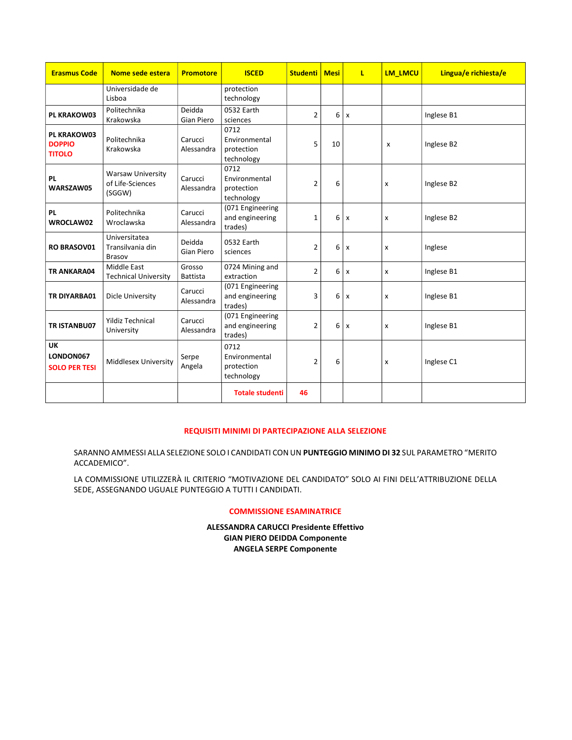| Erasmus Code | Nome sede estera | Promotore | ISCED | Studenti | Mesi | L | LM_LMCU | Lingua/e richiesta/e |
|---|---|---|---|---|---|---|---|---|
| | Universidade de Lisboa | | protection technology | | | | | |
| PL KRAKOW03 | Politechnika Krakowska | Deidda Gian Piero | 0532 Earth sciences | 2 | 6 | x | | Inglese B1 |
| PL KRAKOW03 DOPPIO TITOLO | Politechnika Krakowska | Carucci Alessandra | 0712 Environmental protection technology | 5 | 10 | | x | Inglese B2 |
| PL WARSZAW05 | Warsaw University of Life-Sciences (SGGW) | Carucci Alessandra | 0712 Environmental protection technology | 2 | 6 | | x | Inglese B2 |
| PL WROCLAW02 | Politechnika Wroclawska | Carucci Alessandra | (071 Engineering and engineering trades) | 1 | 6 | x | x | Inglese B2 |
| RO BRASOV01 | Universitatea Transilvania din Brasov | Deidda Gian Piero | 0532 Earth sciences | 2 | 6 | x | x | Inglese |
| TR ANKARA04 | Middle East Technical University | Grosso Battista | 0724 Mining and extraction | 2 | 6 | x | x | Inglese B1 |
| TR DIYARBA01 | Dicle University | Carucci Alessandra | (071 Engineering and engineering trades) | 3 | 6 | x | x | Inglese B1 |
| TR ISTANBU07 | Yildiz Technical University | Carucci Alessandra | (071 Engineering and engineering trades) | 2 | 6 | x | x | Inglese B1 |
| UK LONDON067 SOLO PER TESI | Middlesex University | Serpe Angela | 0712 Environmental protection technology | 2 | 6 | | x | Inglese C1 |
| | | | **Totale studenti** | **46** | | | | |

## REQUISITI MINIMI DI PARTECIPAZIONE ALLA SELEZIONE

SARANNO AMMESSI ALLA SELEZIONE SOLO I CANDIDATI CON UN **PUNTEGGIO MINIMO DI 32** SUL PARAMETRO "MERITO ACCADEMICO".

LA COMMISSIONE UTILIZZERÀ IL CRITERIO "MOTIVAZIONE DEL CANDIDATO" SOLO AI FINI DELL'ATTRIBUZIONE DELLA SEDE, ASSEGNANDO UGUALE PUNTEGGIO A TUTTI I CANDIDATI.

## COMMISSIONE ESAMINATRICE

**ALESSANDRA CARUCCI Presidente Effettivo**
**GIAN PIERO DEIDDA Componente**
**ANGELA SERPE Componente**